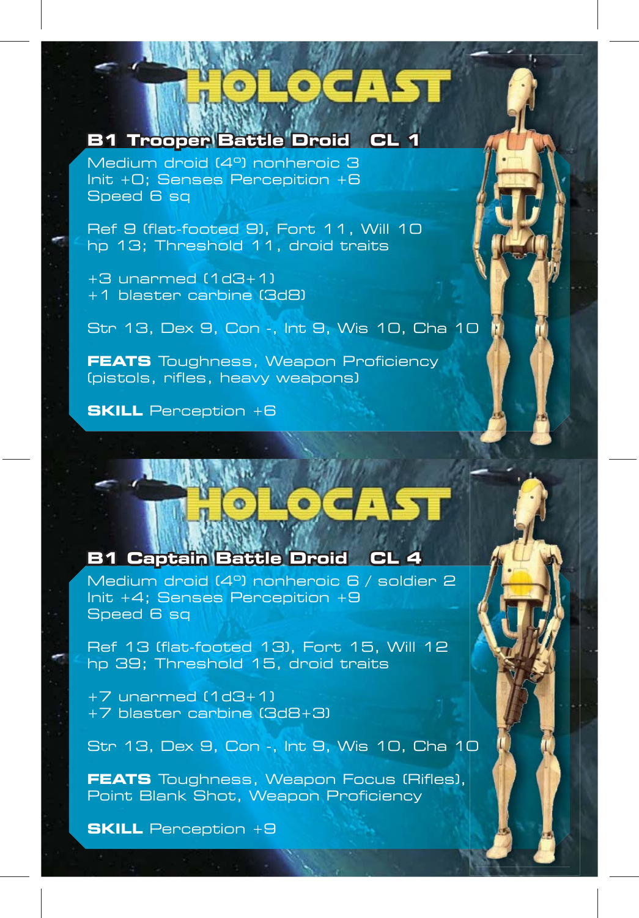# HOLOCAST

## B1 Trooper Battle Droid CL 1

Medium droid (4º) nonheroic 3
Init +0; Senses Perception +6
Speed 6 sq

Ref 9 (flat-footed 9), Fort 11, Will 10
hp 13; Threshold 11, droid traits

+3 unarmed (1d3+1)
+1 blaster carbine (3d8)

Str 13, Dex 9, Con -, Int 9, Wis 10, Cha 10

**FEATS** Toughness, Weapon Proficiency (pistols, rifles, heavy weapons)

**SKILL** Perception +6

# HOLOCAST

## B1 Captain Battle Droid CL 4

Medium droid (4º) nonheroic 6 / soldier 2
Init +4; Senses Perception +9
Speed 6 sq

Ref 13 (flat-footed 13), Fort 15, Will 12
hp 39; Threshold 15, droid traits

+7 unarmed (1d3+1)
+7 blaster carbine (3d8+3)

Str 13, Dex 9, Con -, Int 9, Wis 10, Cha 10

**FEATS** Toughness, Weapon Focus (Rifles), Point Blank Shot, Weapon Proficiency

**SKILL** Perception +9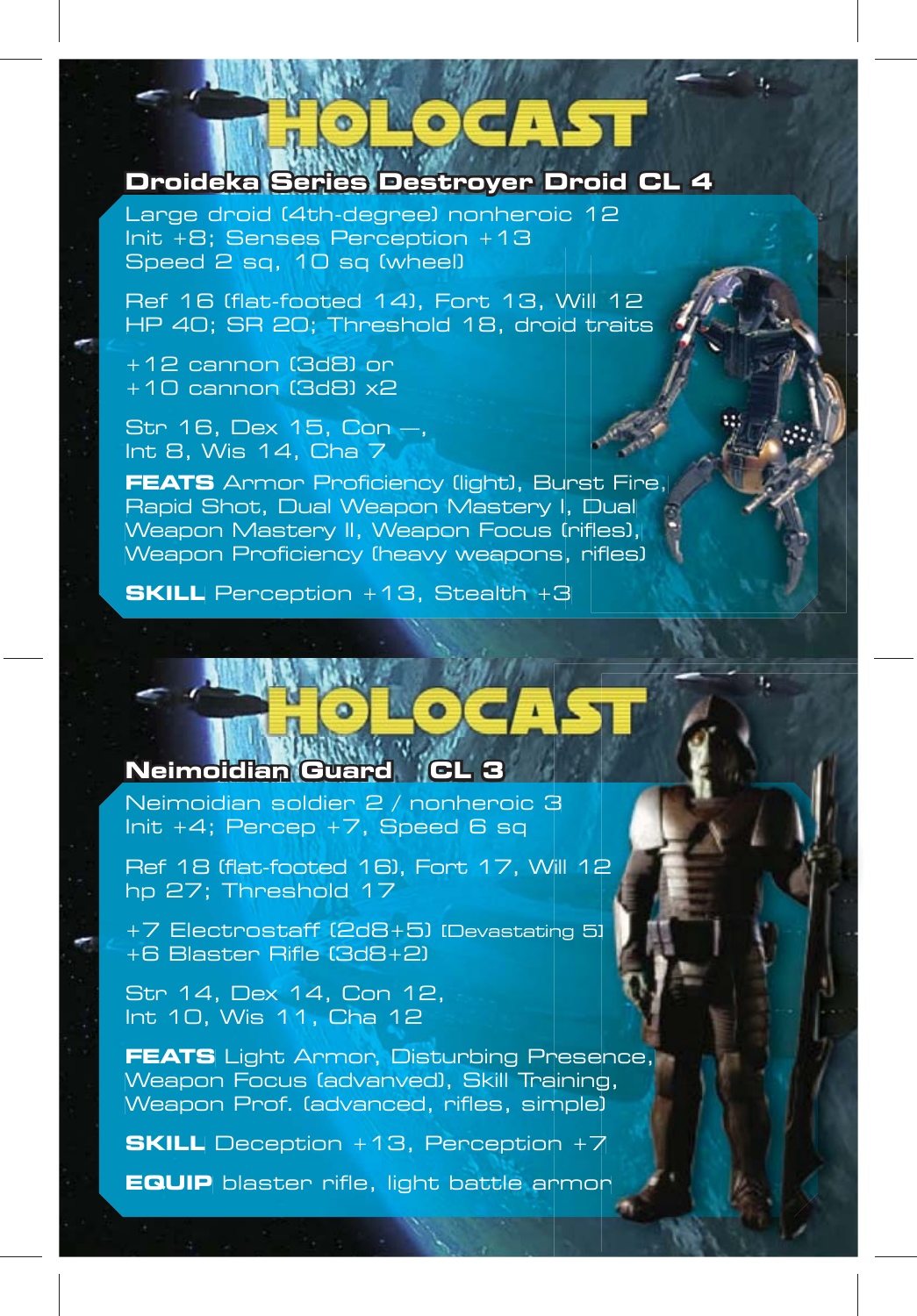# HOLOCAST

## Droideka Series Destroyer Droid CL 4

Large droid (4th-degree) nonheroic 12
Init +8; Senses Perception +13
Speed 2 sq, 10 sq (wheel)

Ref 16 (flat-footed 14), Fort 13, Will 12
HP 40; SR 20; Threshold 18, droid traits

+12 cannon (3d8) or
+10 cannon (3d8) x2

Str 16, Dex 15, Con —,
Int 8, Wis 14, Cha 7

**FEATS** Armor Proficiency (light), Burst Fire, Rapid Shot, Dual Weapon Mastery I, Dual Weapon Mastery II, Weapon Focus (rifles), Weapon Proficiency (heavy weapons, rifles)

**SKILL** Perception +13, Stealth +3

# HOLOCAST

## Neimoidian Guard CL 3

Neimoidian soldier 2 / nonheroic 3
Init +4; Percep +7, Speed 6 sq

Ref 18 (flat-footed 16), Fort 17, Will 12
hp 27; Threshold 17

+7 Electrostaff (2d8+5) [Devastating 5]
+6 Blaster Rifle (3d8+2)

Str 14, Dex 14, Con 12,
Int 10, Wis 11, Cha 12

**FEATS** Light Armor, Disturbing Presence, Weapon Focus (advanved), Skill Training, Weapon Prof. (advanced, rifles, simple)

**SKILL** Deception +13, Perception +7

**EQUIP** blaster rifle, light battle armor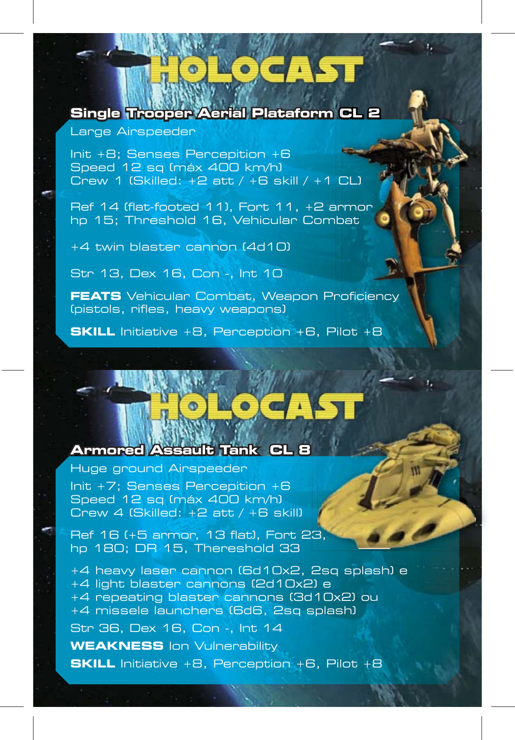# HOLOCAST

## Single Trooper Aerial Plataform CL 2

Large Airspeeder

Init +8; Senses Perception +6
Speed 12 sq (máx 400 km/h)
Crew 1 (Skilled: +2 att / +6 skill / +1 CL)

Ref 14 (flat-footed 11), Fort 11, +2 armor
hp 15; Threshold 16, Vehicular Combat

+4 twin blaster cannon (4d10)

Str 13, Dex 16, Con -, Int 10

**FEATS** Vehicular Combat, Weapon Proficiency (pistols, rifles, heavy weapons)

**SKILL** Initiative +8, Perception +6, Pilot +8

# HOLOCAST

## Armored Assault Tank CL 8

Huge ground Airspeeder

Init +7; Senses Perception +6
Speed 12 sq (máx 400 km/h)
Crew 4 (Skilled: +2 att / +6 skill)

Ref 16 (+5 armor, 13 flat), Fort 23,
hp 180; DR 15, Thereshold 33

+4 heavy laser cannon (6d10x2, 2sq splash) e
+4 light blaster cannons (2d10x2) e
+4 repeating blaster cannons (3d10x2) ou
+4 missele launchers (6d6, 2sq splash)

Str 36, Dex 16, Con -, Int 14

**WEAKNESS** Ion Vulnerability

**SKILL** Initiative +8, Perception +6, Pilot +8